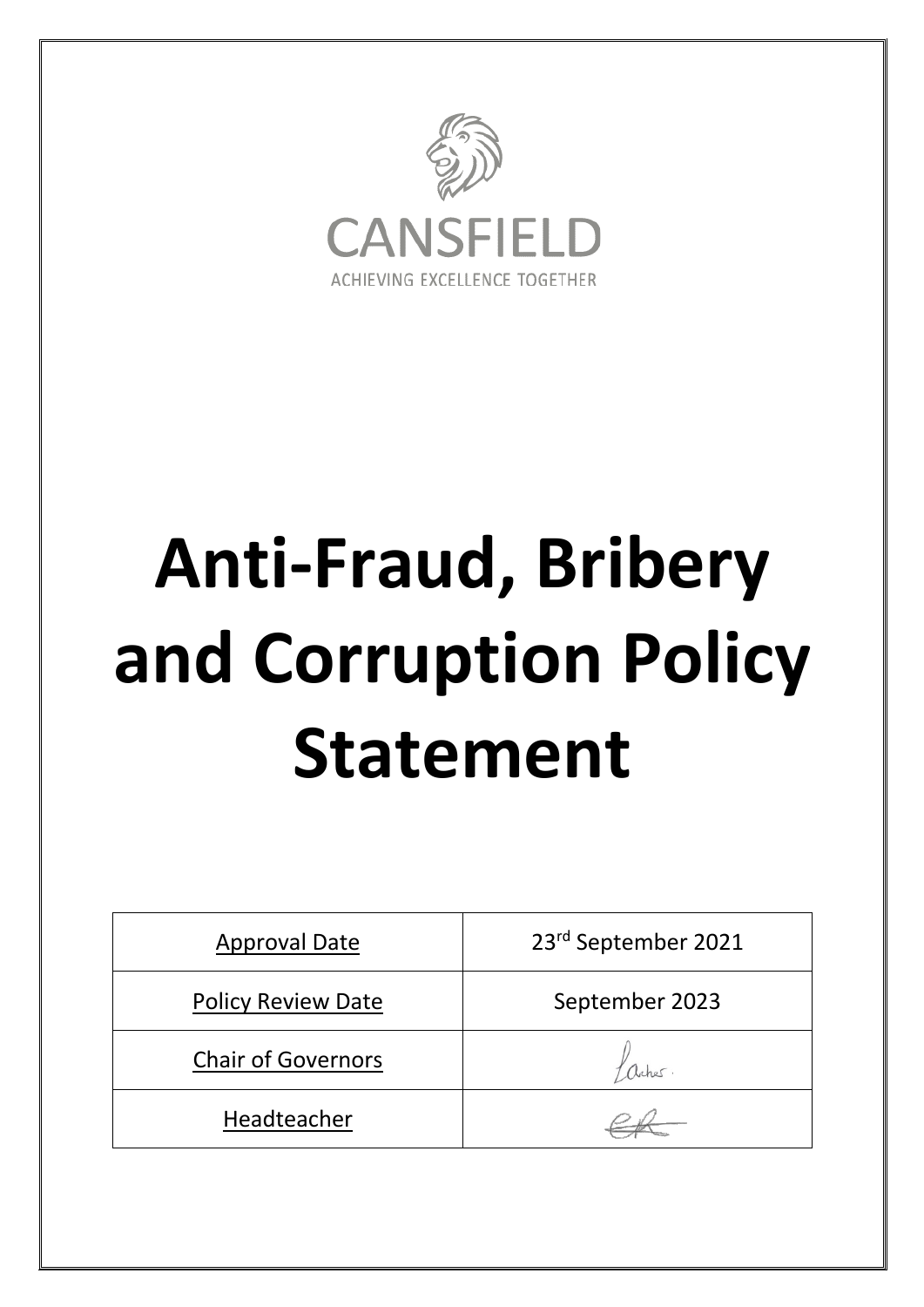CANSFIELD

ACHIEVING EXCELLENCE TOGETHER

# Anti-Fraud, Bribery and Corruption Policy Statement

| Approval Date | 23rd September 2021 |
| --- | --- |
| Policy Review Date | September 2023 |
| Chair of Governors | |
| Headteacher | |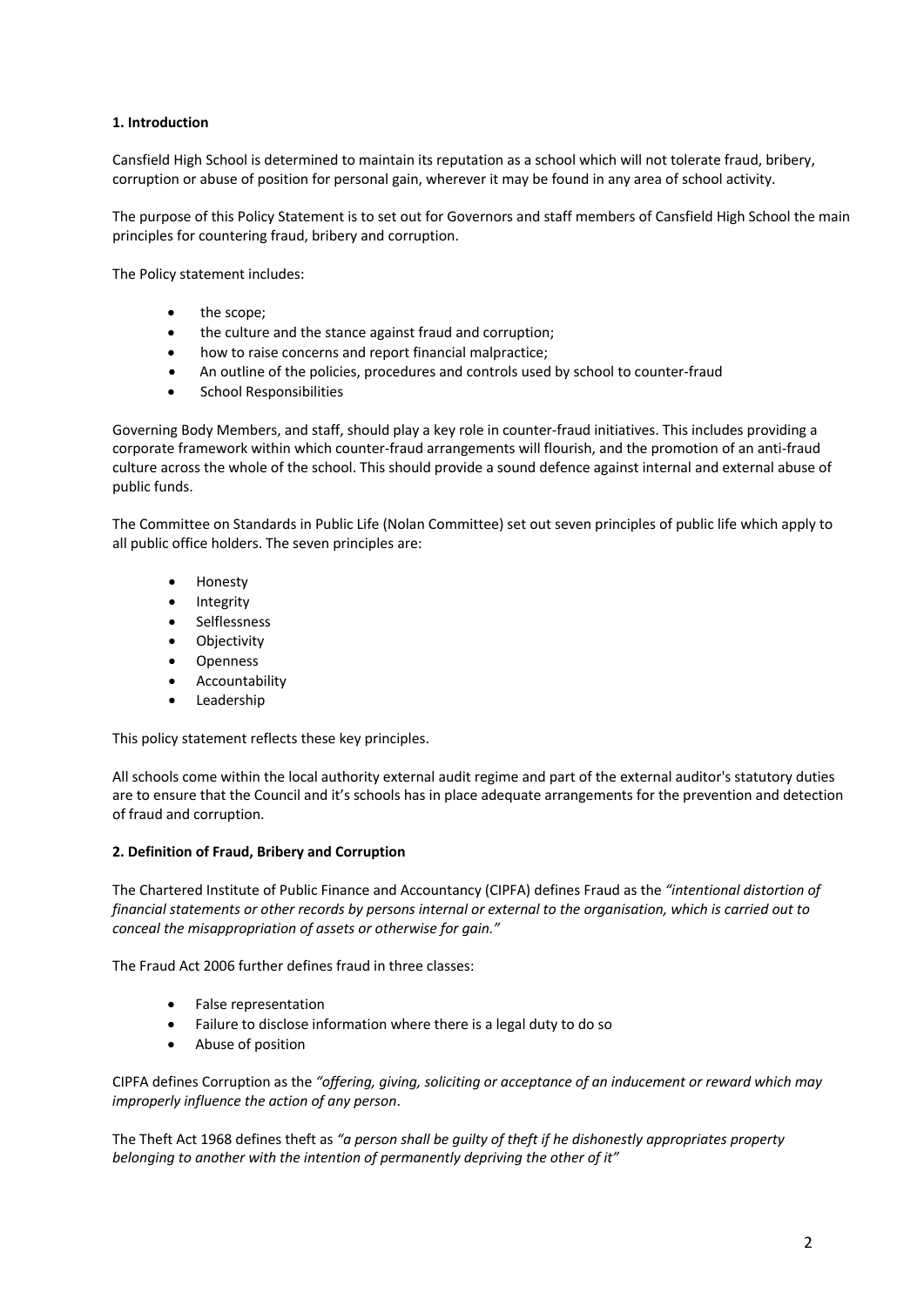**1. Introduction**

Cansfield High School is determined to maintain its reputation as a school which will not tolerate fraud, bribery, corruption or abuse of position for personal gain, wherever it may be found in any area of school activity.

The purpose of this Policy Statement is to set out for Governors and staff members of Cansfield High School the main principles for countering fraud, bribery and corruption.

The Policy statement includes:

- the scope;
- the culture and the stance against fraud and corruption;
- how to raise concerns and report financial malpractice;
- An outline of the policies, procedures and controls used by school to counter-fraud
- School Responsibilities

Governing Body Members, and staff, should play a key role in counter-fraud initiatives. This includes providing a corporate framework within which counter-fraud arrangements will flourish, and the promotion of an anti-fraud culture across the whole of the school. This should provide a sound defence against internal and external abuse of public funds.

The Committee on Standards in Public Life (Nolan Committee) set out seven principles of public life which apply to all public office holders. The seven principles are:

- Honesty
- Integrity
- Selflessness
- Objectivity
- Openness
- Accountability
- Leadership

This policy statement reflects these key principles.

All schools come within the local authority external audit regime and part of the external auditor's statutory duties are to ensure that the Council and it's schools has in place adequate arrangements for the prevention and detection of fraud and corruption.

**2. Definition of Fraud, Bribery and Corruption**

The Chartered Institute of Public Finance and Accountancy (CIPFA) defines Fraud as the *"intentional distortion of financial statements or other records by persons internal or external to the organisation, which is carried out to conceal the misappropriation of assets or otherwise for gain."*

The Fraud Act 2006 further defines fraud in three classes:

- False representation
- Failure to disclose information where there is a legal duty to do so
- Abuse of position

CIPFA defines Corruption as the *"offering, giving, soliciting or acceptance of an inducement or reward which may improperly influence the action of any person*.

The Theft Act 1968 defines theft as *"a person shall be guilty of theft if he dishonestly appropriates property belonging to another with the intention of permanently depriving the other of it"*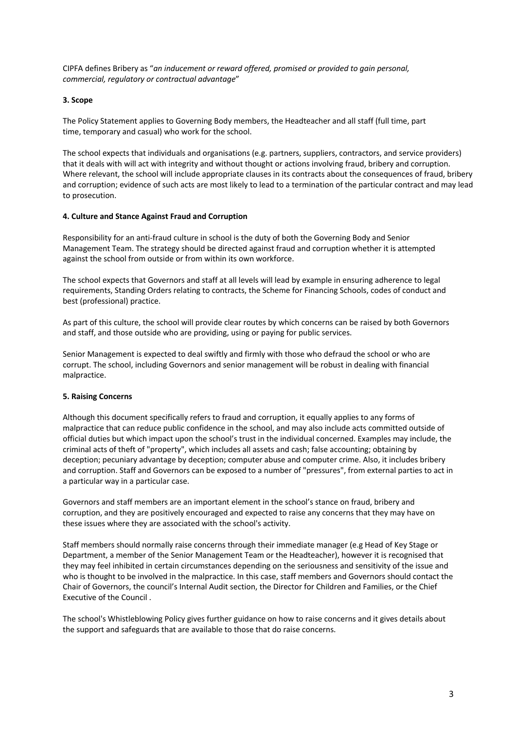CIPFA defines Bribery as "*an inducement or reward offered, promised or provided to gain personal, commercial, regulatory or contractual advantage*"

### 3. Scope

The Policy Statement applies to Governing Body members, the Headteacher and all staff (full time, part time, temporary and casual) who work for the school.

The school expects that individuals and organisations (e.g. partners, suppliers, contractors, and service providers) that it deals with will act with integrity and without thought or actions involving fraud, bribery and corruption. Where relevant, the school will include appropriate clauses in its contracts about the consequences of fraud, bribery and corruption; evidence of such acts are most likely to lead to a termination of the particular contract and may lead to prosecution.

### 4. Culture and Stance Against Fraud and Corruption

Responsibility for an anti-fraud culture in school is the duty of both the Governing Body and Senior Management Team. The strategy should be directed against fraud and corruption whether it is attempted against the school from outside or from within its own workforce.

The school expects that Governors and staff at all levels will lead by example in ensuring adherence to legal requirements, Standing Orders relating to contracts, the Scheme for Financing Schools, codes of conduct and best (professional) practice.

As part of this culture, the school will provide clear routes by which concerns can be raised by both Governors and staff, and those outside who are providing, using or paying for public services.

Senior Management is expected to deal swiftly and firmly with those who defraud the school or who are corrupt. The school, including Governors and senior management will be robust in dealing with financial malpractice.

### 5. Raising Concerns

Although this document specifically refers to fraud and corruption, it equally applies to any forms of malpractice that can reduce public confidence in the school, and may also include acts committed outside of official duties but which impact upon the school's trust in the individual concerned. Examples may include, the criminal acts of theft of "property", which includes all assets and cash; false accounting; obtaining by deception; pecuniary advantage by deception; computer abuse and computer crime. Also, it includes bribery and corruption. Staff and Governors can be exposed to a number of "pressures", from external parties to act in a particular way in a particular case.

Governors and staff members are an important element in the school's stance on fraud, bribery and corruption, and they are positively encouraged and expected to raise any concerns that they may have on these issues where they are associated with the school's activity.

Staff members should normally raise concerns through their immediate manager (e.g Head of Key Stage or Department, a member of the Senior Management Team or the Headteacher), however it is recognised that they may feel inhibited in certain circumstances depending on the seriousness and sensitivity of the issue and who is thought to be involved in the malpractice. In this case, staff members and Governors should contact the Chair of Governors, the council's Internal Audit section, the Director for Children and Families, or the Chief Executive of the Council .

The school's Whistleblowing Policy gives further guidance on how to raise concerns and it gives details about the support and safeguards that are available to those that do raise concerns.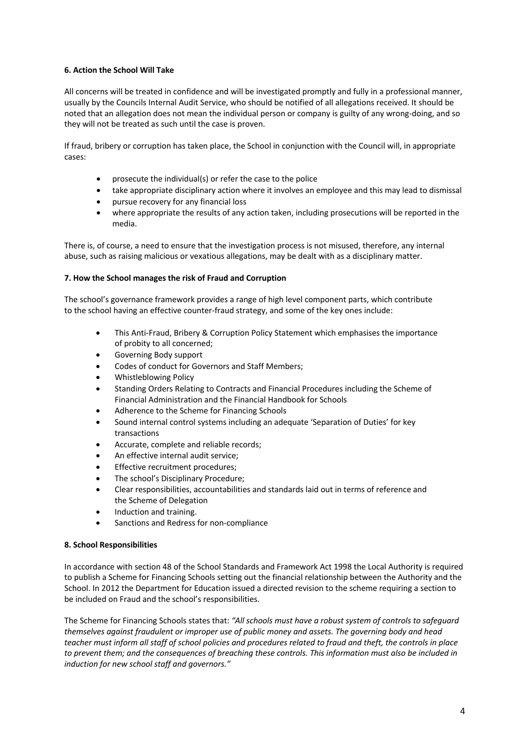**6. Action the School Will Take**

All concerns will be treated in confidence and will be investigated promptly and fully in a professional manner, usually by the Councils Internal Audit Service, who should be notified of all allegations received. It should be noted that an allegation does not mean the individual person or company is guilty of any wrong-doing, and so they will not be treated as such until the case is proven.

If fraud, bribery or corruption has taken place, the School in conjunction with the Council will, in appropriate cases:

- prosecute the individual(s) or refer the case to the police
- take appropriate disciplinary action where it involves an employee and this may lead to dismissal
- pursue recovery for any financial loss
- where appropriate the results of any action taken, including prosecutions will be reported in the media.

There is, of course, a need to ensure that the investigation process is not misused, therefore, any internal abuse, such as raising malicious or vexatious allegations, may be dealt with as a disciplinary matter.

**7. How the School manages the risk of Fraud and Corruption**

The school's governance framework provides a range of high level component parts, which contribute to the school having an effective counter-fraud strategy, and some of the key ones include:

- This Anti-Fraud, Bribery & Corruption Policy Statement which emphasises the importance of probity to all concerned;
- Governing Body support
- Codes of conduct for Governors and Staff Members;
- Whistleblowing Policy
- Standing Orders Relating to Contracts and Financial Procedures including the Scheme of Financial Administration and the Financial Handbook for Schools
- Adherence to the Scheme for Financing Schools
- Sound internal control systems including an adequate 'Separation of Duties' for key transactions
- Accurate, complete and reliable records;
- An effective internal audit service;
- Effective recruitment procedures;
- The school's Disciplinary Procedure;
- Clear responsibilities, accountabilities and standards laid out in terms of reference and the Scheme of Delegation
- Induction and training.
- Sanctions and Redress for non-compliance

**8. School Responsibilities**

In accordance with section 48 of the School Standards and Framework Act 1998 the Local Authority is required to publish a Scheme for Financing Schools setting out the financial relationship between the Authority and the School. In 2012 the Department for Education issued a directed revision to the scheme requiring a section to be included on Fraud and the school's responsibilities.

The Scheme for Financing Schools states that: *"All schools must have a robust system of controls to safeguard themselves against fraudulent or improper use of public money and assets. The governing body and head teacher must inform all staff of school policies and procedures related to fraud and theft, the controls in place to prevent them; and the consequences of breaching these controls. This information must also be included in induction for new school staff and governors."*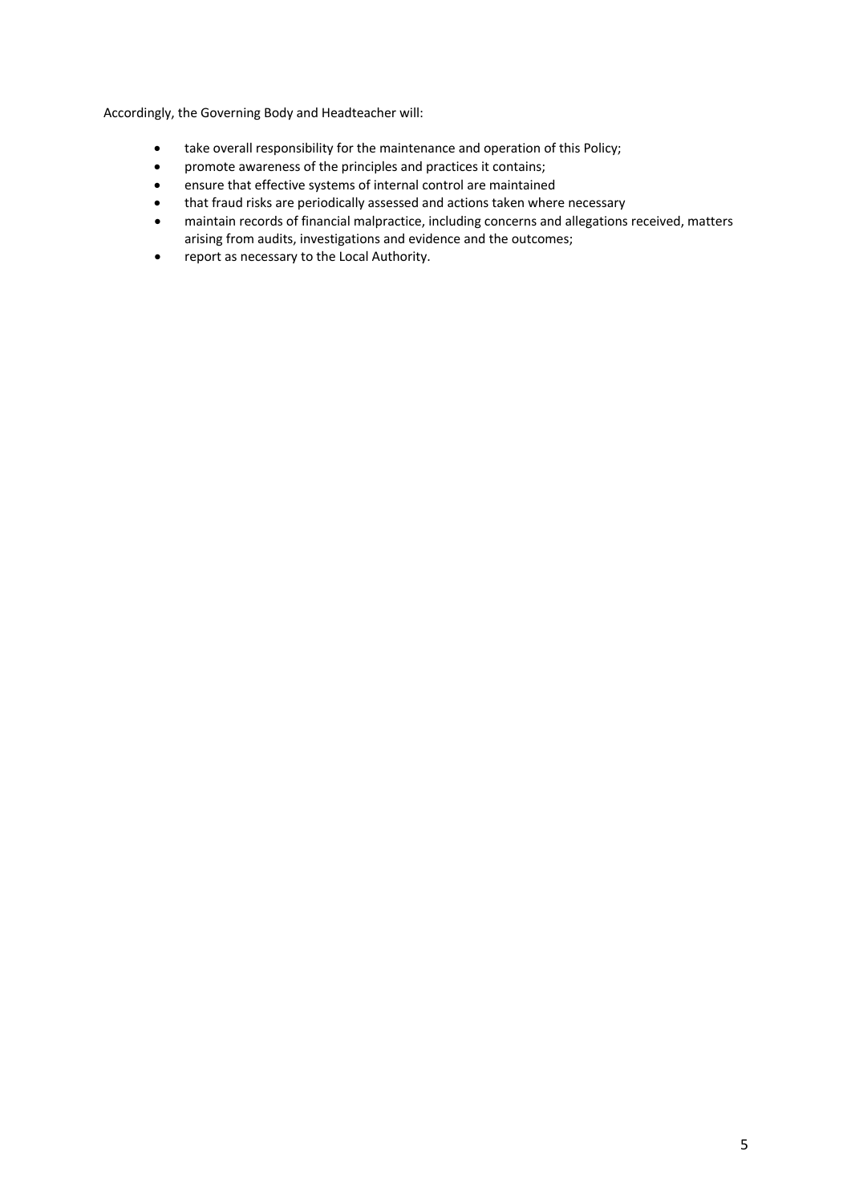Accordingly, the Governing Body and Headteacher will:

- take overall responsibility for the maintenance and operation of this Policy;
- promote awareness of the principles and practices it contains;
- ensure that effective systems of internal control are maintained
- that fraud risks are periodically assessed and actions taken where necessary
- maintain records of financial malpractice, including concerns and allegations received, matters arising from audits, investigations and evidence and the outcomes;
- report as necessary to the Local Authority.